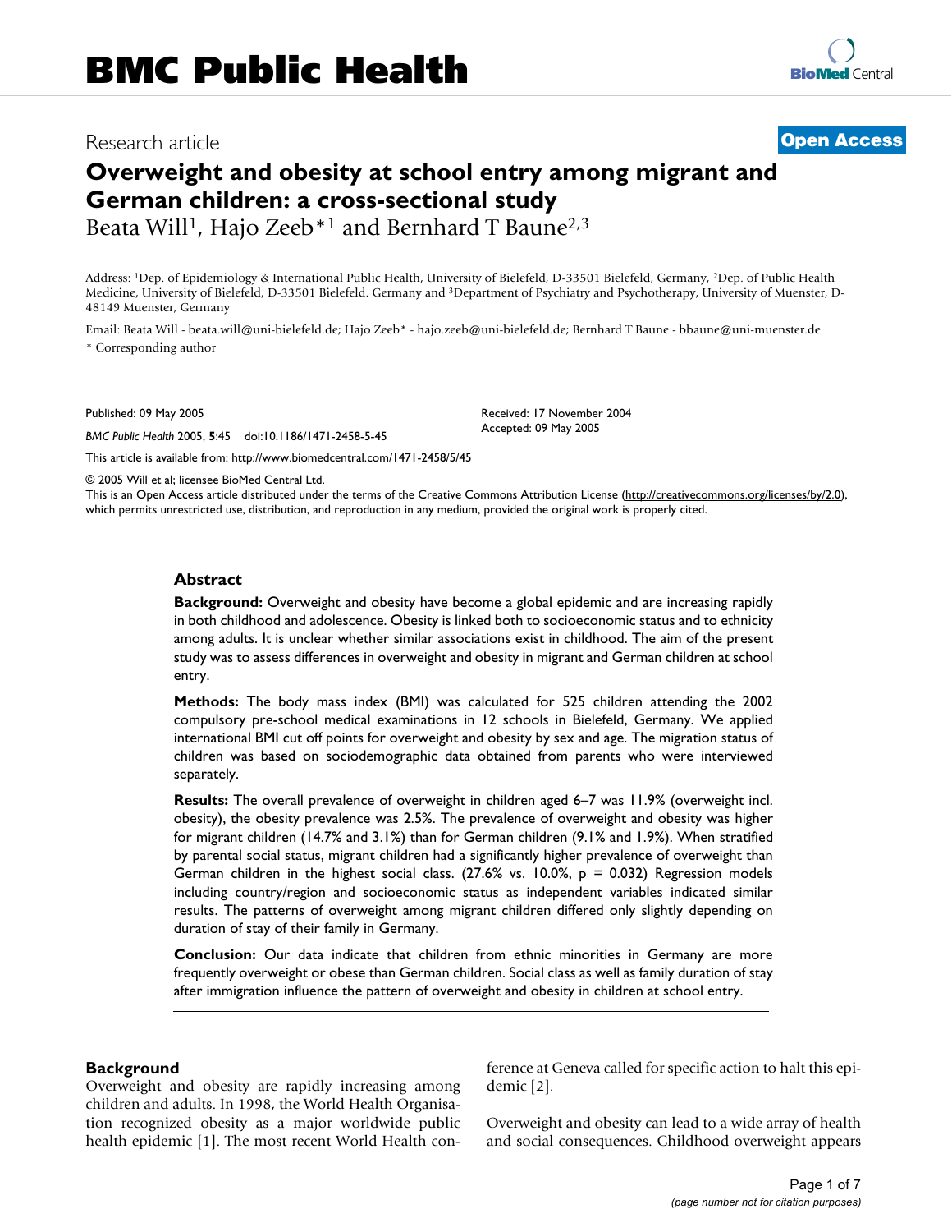Research article

**Open Access**

# Overweight and obesity at school entry among migrant and German children: a cross-sectional study

Beata Will[1], Hajo Zeeb*[1] and Bernhard T Baune[2,3]

Address: [1]Dep. of Epidemiology & International Public Health, University of Bielefeld, D-33501 Bielefeld, Germany, [2]Dep. of Public Health Medicine, University of Bielefeld, D-33501 Bielefeld. Germany and [3]Department of Psychiatry and Psychotherapy, University of Muenster, D-48149 Muenster, Germany

Email: Beata Will - beata.will@uni-bielefeld.de; Hajo Zeeb* - hajo.zeeb@uni-bielefeld.de; Bernhard T Baune - bbaune@uni-muenster.de

\* Corresponding author

Published: 09 May 2005

*BMC Public Health* 2005, **5**:45 doi:10.1186/1471-2458-5-45

Received: 17 November 2004
Accepted: 09 May 2005

This article is available from: http://www.biomedcentral.com/1471-2458/5/45

© 2005 Will et al; licensee BioMed Central Ltd.

This is an Open Access article distributed under the terms of the Creative Commons Attribution License (http://creativecommons.org/licenses/by/2.0), which permits unrestricted use, distribution, and reproduction in any medium, provided the original work is properly cited.

## Abstract

**Background:** Overweight and obesity have become a global epidemic and are increasing rapidly in both childhood and adolescence. Obesity is linked both to socioeconomic status and to ethnicity among adults. It is unclear whether similar associations exist in childhood. The aim of the present study was to assess differences in overweight and obesity in migrant and German children at school entry.

**Methods:** The body mass index (BMI) was calculated for 525 children attending the 2002 compulsory pre-school medical examinations in 12 schools in Bielefeld, Germany. We applied international BMI cut off points for overweight and obesity by sex and age. The migration status of children was based on sociodemographic data obtained from parents who were interviewed separately.

**Results:** The overall prevalence of overweight in children aged 6–7 was 11.9% (overweight incl. obesity), the obesity prevalence was 2.5%. The prevalence of overweight and obesity was higher for migrant children (14.7% and 3.1%) than for German children (9.1% and 1.9%). When stratified by parental social status, migrant children had a significantly higher prevalence of overweight than German children in the highest social class. (27.6% vs. 10.0%, $p = 0.032$) Regression models including country/region and socioeconomic status as independent variables indicated similar results. The patterns of overweight among migrant children differed only slightly depending on duration of stay of their family in Germany.

**Conclusion:** Our data indicate that children from ethnic minorities in Germany are more frequently overweight or obese than German children. Social class as well as family duration of stay after immigration influence the pattern of overweight and obesity in children at school entry.

## Background

Overweight and obesity are rapidly increasing among children and adults. In 1998, the World Health Organisation recognized obesity as a major worldwide public health epidemic [1]. The most recent World Health conference at Geneva called for specific action to halt this epidemic [2].

Overweight and obesity can lead to a wide array of health and social consequences. Childhood overweight appears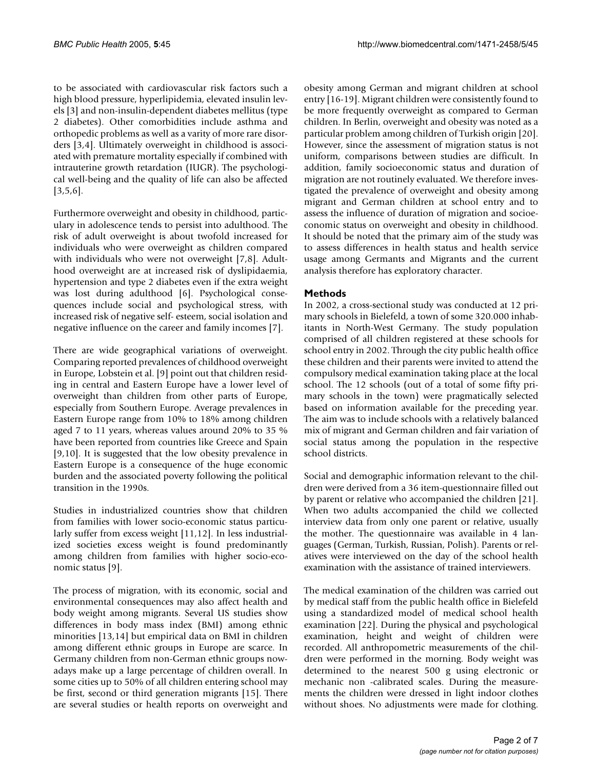to be associated with cardiovascular risk factors such a high blood pressure, hyperlipidemia, elevated insulin levels [3] and non-insulin-dependent diabetes mellitus (type 2 diabetes). Other comorbidities include asthma and orthopedic problems as well as a varity of more rare disorders [3,4]. Ultimately overweight in childhood is associated with premature mortality especially if combined with intrauterine growth retardation (IUGR). The psychological well-being and the quality of life can also be affected [3,5,6].

Furthermore overweight and obesity in childhood, particulary in adolescence tends to persist into adulthood. The risk of adult overweight is about twofold increased for individuals who were overweight as children compared with individuals who were not overweight [7,8]. Adulthood overweight are at increased risk of dyslipidaemia, hypertension and type 2 diabetes even if the extra weight was lost during adulthood [6]. Psychological consequences include social and psychological stress, with increased risk of negative self- esteem, social isolation and negative influence on the career and family incomes [7].

There are wide geographical variations of overweight. Comparing reported prevalences of childhood overweight in Europe, Lobstein et al. [9] point out that children residing in central and Eastern Europe have a lower level of overweight than children from other parts of Europe, especially from Southern Europe. Average prevalences in Eastern Europe range from 10% to 18% among children aged 7 to 11 years, whereas values around 20% to 35 % have been reported from countries like Greece and Spain [9,10]. It is suggested that the low obesity prevalence in Eastern Europe is a consequence of the huge economic burden and the associated poverty following the political transition in the 1990s.

Studies in industrialized countries show that children from families with lower socio-economic status particularly suffer from excess weight [11,12]. In less industrialized societies excess weight is found predominantly among children from families with higher socio-economic status [9].

The process of migration, with its economic, social and environmental consequences may also affect health and body weight among migrants. Several US studies show differences in body mass index (BMI) among ethnic minorities [13,14] but empirical data on BMI in children among different ethnic groups in Europe are scarce. In Germany children from non-German ethnic groups nowadays make up a large percentage of children overall. In some cities up to 50% of all children entering school may be first, second or third generation migrants [15]. There are several studies or health reports on overweight and obesity among German and migrant children at school entry [16-19]. Migrant children were consistently found to be more frequently overweight as compared to German children. In Berlin, overweight and obesity was noted as a particular problem among children of Turkish origin [20]. However, since the assessment of migration status is not uniform, comparisons between studies are difficult. In addition, family socioeconomic status and duration of migration are not routinely evaluated. We therefore investigated the prevalence of overweight and obesity among migrant and German children at school entry and to assess the influence of duration of migration and socioeconomic status on overweight and obesity in childhood. It should be noted that the primary aim of the study was to assess differences in health status and health service usage among Germants and Migrants and the current analysis therefore has exploratory character.

## Methods

In 2002, a cross-sectional study was conducted at 12 primary schools in Bielefeld, a town of some 320.000 inhabitants in North-West Germany. The study population comprised of all children registered at these schools for school entry in 2002. Through the city public health office these children and their parents were invited to attend the compulsory medical examination taking place at the local school. The 12 schools (out of a total of some fifty primary schools in the town) were pragmatically selected based on information available for the preceding year. The aim was to include schools with a relatively balanced mix of migrant and German children and fair variation of social status among the population in the respective school districts.

Social and demographic information relevant to the children were derived from a 36 item-questionnaire filled out by parent or relative who accompanied the children [21]. When two adults accompanied the child we collected interview data from only one parent or relative, usually the mother. The questionnaire was available in 4 languages (German, Turkish, Russian, Polish). Parents or relatives were interviewed on the day of the school health examination with the assistance of trained interviewers.

The medical examination of the children was carried out by medical staff from the public health office in Bielefeld using a standardized model of medical school health examination [22]. During the physical and psychological examination, height and weight of children were recorded. All anthropometric measurements of the children were performed in the morning. Body weight was determined to the nearest 500 g using electronic or mechanic non -calibrated scales. During the measurements the children were dressed in light indoor clothes without shoes. No adjustments were made for clothing.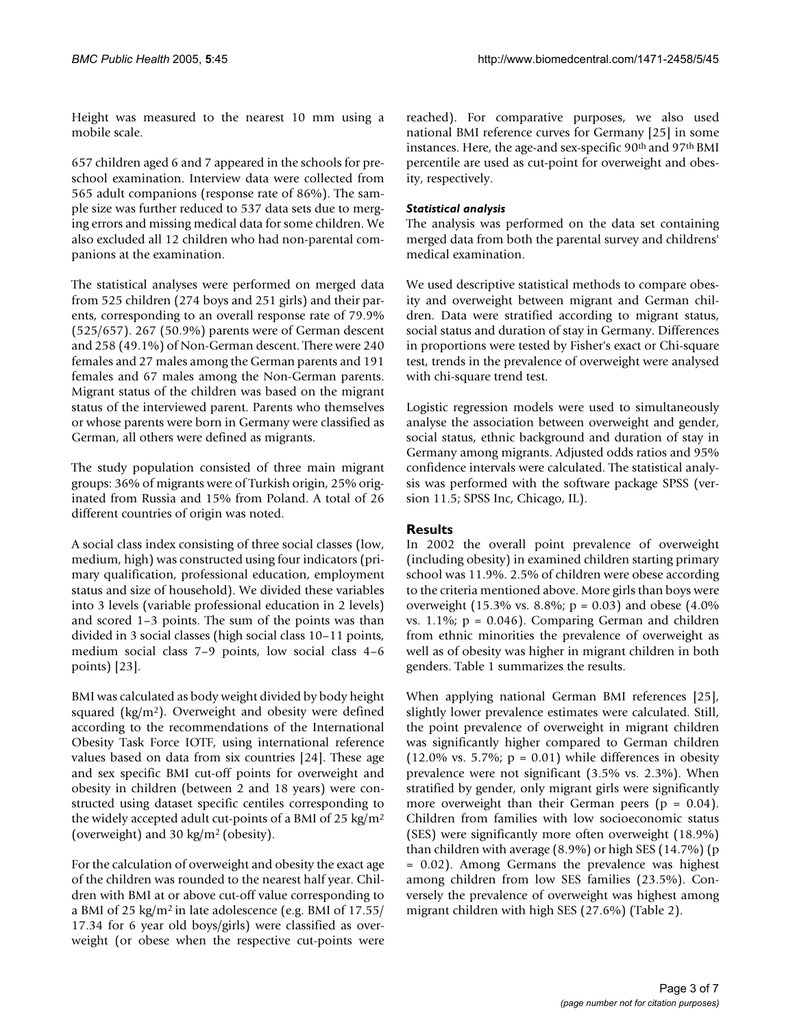Height was measured to the nearest 10 mm using a mobile scale.

657 children aged 6 and 7 appeared in the schools for preschool examination. Interview data were collected from 565 adult companions (response rate of 86%). The sample size was further reduced to 537 data sets due to merging errors and missing medical data for some children. We also excluded all 12 children who had non-parental companions at the examination.

The statistical analyses were performed on merged data from 525 children (274 boys and 251 girls) and their parents, corresponding to an overall response rate of 79.9% (525/657). 267 (50.9%) parents were of German descent and 258 (49.1%) of Non-German descent. There were 240 females and 27 males among the German parents and 191 females and 67 males among the Non-German parents. Migrant status of the children was based on the migrant status of the interviewed parent. Parents who themselves or whose parents were born in Germany were classified as German, all others were defined as migrants.

The study population consisted of three main migrant groups: 36% of migrants were of Turkish origin, 25% originated from Russia and 15% from Poland. A total of 26 different countries of origin was noted.

A social class index consisting of three social classes (low, medium, high) was constructed using four indicators (primary qualification, professional education, employment status and size of household). We divided these variables into 3 levels (variable professional education in 2 levels) and scored 1–3 points. The sum of the points was than divided in 3 social classes (high social class 10–11 points, medium social class 7–9 points, low social class 4–6 points) [23].

BMI was calculated as body weight divided by body height squared (kg/m$^2$). Overweight and obesity were defined according to the recommendations of the International Obesity Task Force IOTF, using international reference values based on data from six countries [24]. These age and sex specific BMI cut-off points for overweight and obesity in children (between 2 and 18 years) were constructed using dataset specific centiles corresponding to the widely accepted adult cut-points of a BMI of 25 kg/m$^2$ (overweight) and 30 kg/m$^2$ (obesity).

For the calculation of overweight and obesity the exact age of the children was rounded to the nearest half year. Children with BMI at or above cut-off value corresponding to a BMI of 25 kg/m$^2$ in late adolescence (e.g. BMI of 17.55/17.34 for 6 year old boys/girls) were classified as overweight (or obese when the respective cut-points were reached). For comparative purposes, we also used national BMI reference curves for Germany [25] in some instances. Here, the age-and sex-specific 90$^{th}$ and 97$^{th}$ BMI percentile are used as cut-point for overweight and obesity, respectively.

### *Statistical analysis*

The analysis was performed on the data set containing merged data from both the parental survey and childrens' medical examination.

We used descriptive statistical methods to compare obesity and overweight between migrant and German children. Data were stratified according to migrant status, social status and duration of stay in Germany. Differences in proportions were tested by Fisher's exact or Chi-square test, trends in the prevalence of overweight were analysed with chi-square trend test.

Logistic regression models were used to simultaneously analyse the association between overweight and gender, social status, ethnic background and duration of stay in Germany among migrants. Adjusted odds ratios and 95% confidence intervals were calculated. The statistical analysis was performed with the software package SPSS (version 11.5; SPSS Inc, Chicago, IL).

## Results

In 2002 the overall point prevalence of overweight (including obesity) in examined children starting primary school was 11.9%. 2.5% of children were obese according to the criteria mentioned above. More girls than boys were overweight (15.3% vs. 8.8%; $p = 0.03$) and obese (4.0% vs. 1.1%; $p = 0.046$). Comparing German and children from ethnic minorities the prevalence of overweight as well as of obesity was higher in migrant children in both genders. Table 1 summarizes the results.

When applying national German BMI references [25], slightly lower prevalence estimates were calculated. Still, the point prevalence of overweight in migrant children was significantly higher compared to German children (12.0% vs. 5.7%; $p = 0.01$) while differences in obesity prevalence were not significant (3.5% vs. 2.3%). When stratified by gender, only migrant girls were significantly more overweight than their German peers ($p = 0.04$). Children from families with low socioeconomic status (SES) were significantly more often overweight (18.9%) than children with average (8.9%) or high SES (14.7%) ($p = 0.02$). Among Germans the prevalence was highest among children from low SES families (23.5%). Conversely the prevalence of overweight was highest among migrant children with high SES (27.6%) (Table 2).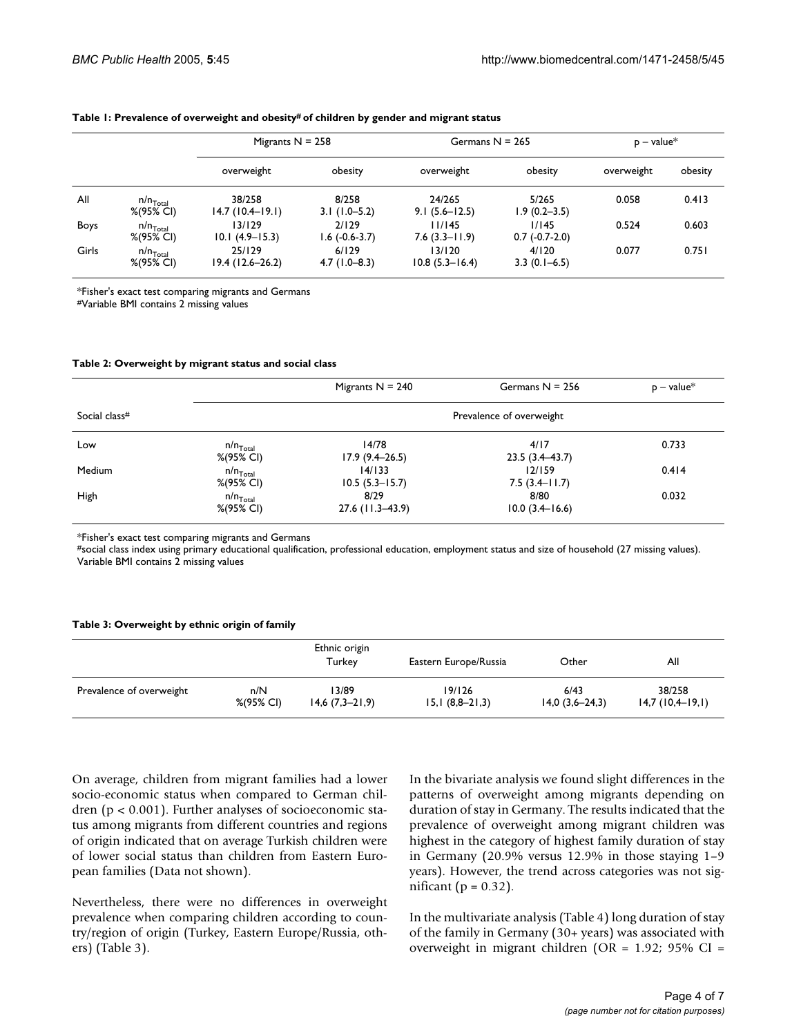**Table 1: Prevalence of overweight and obesity# of children by gender and migrant status**

| | | Migrants N = 258 | | Germans N = 265 | | p – value* | |
|---|---|---|---|---|---|---|---|
| | | overweight | obesity | overweight | obesity | overweight | obesity |
| All | $n/n_{Total}$ %(95% CI) | 38/258 14.7 (10.4–19.1) | 8/258 3.1 (1.0–5.2) | 24/265 9.1 (5.6–12.5) | 5/265 1.9 (0.2–3.5) | 0.058 | 0.413 |
| Boys | $n/n_{Total}$ %(95% CI) | 13/129 10.1 (4.9–15.3) | 2/129 1.6 (-0.6-3.7) | 11/145 7.6 (3.3–11.9) | 1/145 0.7 (-0.7-2.0) | 0.524 | 0.603 |
| Girls | $n/n_{Total}$ %(95% CI) | 25/129 19.4 (12.6–26.2) | 6/129 4.7 (1.0–8.3) | 13/120 10.8 (5.3–16.4) | 4/120 3.3 (0.1–6.5) | 0.077 | 0.751 |

*Fisher's exact test comparing migrants and Germans
#Variable BMI contains 2 missing values

**Table 2: Overweight by migrant status and social class**

| Social class# | | Migrants N = 240 | Germans N = 256 | p – value* |
|---|---|---|---|---|
| | | Prevalence of overweight | | |
| Low | $n/n_{Total}$ %(95% CI) | 14/78 17.9 (9.4–26.5) | 4/17 23.5 (3.4–43.7) | 0.733 |
| Medium | $n/n_{Total}$ %(95% CI) | 14/133 10.5 (5.3–15.7) | 12/159 7.5 (3.4–11.7) | 0.414 |
| High | $n/n_{Total}$ %(95% CI) | 8/29 27.6 (11.3–43.9) | 8/80 10.0 (3.4–16.6) | 0.032 |

*Fisher's exact test comparing migrants and Germans
#social class index using primary educational qualification, professional education, employment status and size of household (27 missing values).
Variable BMI contains 2 missing values

**Table 3: Overweight by ethnic origin of family**

| | | Ethnic origin Turkey | Eastern Europe/Russia | Other | All |
|---|---|---|---|---|---|
| Prevalence of overweight | n/N %(95% CI) | 13/89 14,6 (7,3–21,9) | 19/126 15,1 (8,8–21,3) | 6/43 14,0 (3,6–24,3) | 38/258 14,7 (10,4–19,1) |

On average, children from migrant families had a lower socio-economic status when compared to German children ($p < 0.001$). Further analyses of socioeconomic status among migrants from different countries and regions of origin indicated that on average Turkish children were of lower social status than children from Eastern European families (Data not shown).

Nevertheless, there were no differences in overweight prevalence when comparing children according to country/region of origin (Turkey, Eastern Europe/Russia, others) (Table 3).

In the bivariate analysis we found slight differences in the patterns of overweight among migrants depending on duration of stay in Germany. The results indicated that the prevalence of overweight among migrant children was highest in the category of highest family duration of stay in Germany (20.9% versus 12.9% in those staying 1–9 years). However, the trend across categories was not significant ($p = 0.32$).

In the multivariate analysis (Table 4) long duration of stay of the family in Germany (30+ years) was associated with overweight in migrant children (OR = 1.92; 95% CI =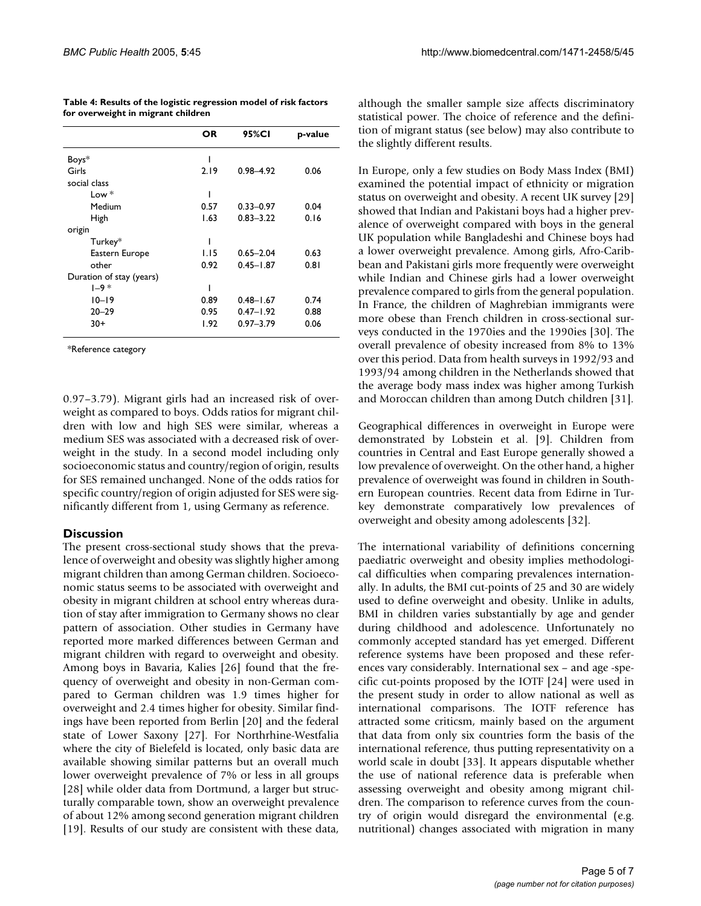**Table 4: Results of the logistic regression model of risk factors for overweight in migrant children**

| | OR | 95%CI | p-value |
|---|---|---|---|
| Boys* | 1 | | |
| Girls | 2.19 | 0.98–4.92 | 0.06 |
| social class | | | |
| Low * | 1 | | |
| Medium | 0.57 | 0.33–0.97 | 0.04 |
| High | 1.63 | 0.83–3.22 | 0.16 |
| origin | | | |
| Turkey* | 1 | | |
| Eastern Europe | 1.15 | 0.65–2.04 | 0.63 |
| other | 0.92 | 0.45–1.87 | 0.81 |
| Duration of stay (years) | | | |
| 1–9 * | 1 | | |
| 10–19 | 0.89 | 0.48–1.67 | 0.74 |
| 20–29 | 0.95 | 0.47–1.92 | 0.88 |
| 30+ | 1.92 | 0.97–3.79 | 0.06 |

*Reference category

0.97–3.79). Migrant girls had an increased risk of overweight as compared to boys. Odds ratios for migrant children with low and high SES were similar, whereas a medium SES was associated with a decreased risk of overweight in the study. In a second model including only socioeconomic status and country/region of origin, results for SES remained unchanged. None of the odds ratios for specific country/region of origin adjusted for SES were significantly different from 1, using Germany as reference.

## Discussion

The present cross-sectional study shows that the prevalence of overweight and obesity was slightly higher among migrant children than among German children. Socioeconomic status seems to be associated with overweight and obesity in migrant children at school entry whereas duration of stay after immigration to Germany shows no clear pattern of association. Other studies in Germany have reported more marked differences between German and migrant children with regard to overweight and obesity. Among boys in Bavaria, Kalies [26] found that the frequency of overweight and obesity in non-German compared to German children was 1.9 times higher for overweight and 2.4 times higher for obesity. Similar findings have been reported from Berlin [20] and the federal state of Lower Saxony [27]. For Northrhine-Westfalia where the city of Bielefeld is located, only basic data are available showing similar patterns but an overall much lower overweight prevalence of 7% or less in all groups [28] while older data from Dortmund, a larger but structurally comparable town, show an overweight prevalence of about 12% among second generation migrant children [19]. Results of our study are consistent with these data, although the smaller sample size affects discriminatory statistical power. The choice of reference and the definition of migrant status (see below) may also contribute to the slightly different results.

In Europe, only a few studies on Body Mass Index (BMI) examined the potential impact of ethnicity or migration status on overweight and obesity. A recent UK survey [29] showed that Indian and Pakistani boys had a higher prevalence of overweight compared with boys in the general UK population while Bangladeshi and Chinese boys had a lower overweight prevalence. Among girls, Afro-Caribbean and Pakistani girls more frequently were overweight while Indian and Chinese girls had a lower overweight prevalence compared to girls from the general population. In France, the children of Maghrebian immigrants were more obese than French children in cross-sectional surveys conducted in the 1970ies and the 1990ies [30]. The overall prevalence of obesity increased from 8% to 13% over this period. Data from health surveys in 1992/93 and 1993/94 among children in the Netherlands showed that the average body mass index was higher among Turkish and Moroccan children than among Dutch children [31].

Geographical differences in overweight in Europe were demonstrated by Lobstein et al. [9]. Children from countries in Central and East Europe generally showed a low prevalence of overweight. On the other hand, a higher prevalence of overweight was found in children in Southern European countries. Recent data from Edirne in Turkey demonstrate comparatively low prevalences of overweight and obesity among adolescents [32].

The international variability of definitions concerning paediatric overweight and obesity implies methodological difficulties when comparing prevalences internationally. In adults, the BMI cut-points of 25 and 30 are widely used to define overweight and obesity. Unlike in adults, BMI in children varies substantially by age and gender during childhood and adolescence. Unfortunately no commonly accepted standard has yet emerged. Different reference systems have been proposed and these references vary considerably. International sex – and age -specific cut-points proposed by the IOTF [24] were used in the present study in order to allow national as well as international comparisons. The IOTF reference has attracted some criticsm, mainly based on the argument that data from only six countries form the basis of the international reference, thus putting representativity on a world scale in doubt [33]. It appears disputable whether the use of national reference data is preferable when assessing overweight and obesity among migrant children. The comparison to reference curves from the country of origin would disregard the environmental (e.g. nutritional) changes associated with migration in many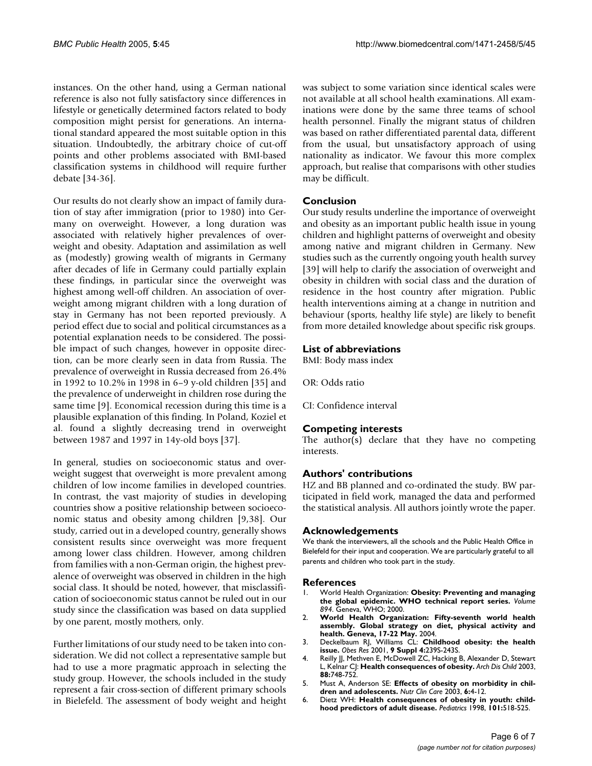instances. On the other hand, using a German national reference is also not fully satisfactory since differences in lifestyle or genetically determined factors related to body composition might persist for generations. An international standard appeared the most suitable option in this situation. Undoubtedly, the arbitrary choice of cut-off points and other problems associated with BMI-based classification systems in childhood will require further debate [34-36].

Our results do not clearly show an impact of family duration of stay after immigration (prior to 1980) into Germany on overweight. However, a long duration was associated with relatively higher prevalences of overweight and obesity. Adaptation and assimilation as well as (modestly) growing wealth of migrants in Germany after decades of life in Germany could partially explain these findings, in particular since the overweight was highest among well-off children. An association of overweight among migrant children with a long duration of stay in Germany has not been reported previously. A period effect due to social and political circumstances as a potential explanation needs to be considered. The possible impact of such changes, however in opposite direction, can be more clearly seen in data from Russia. The prevalence of overweight in Russia decreased from 26.4% in 1992 to 10.2% in 1998 in 6–9 y-old children [35] and the prevalence of underweight in children rose during the same time [9]. Economical recession during this time is a plausible explanation of this finding. In Poland, Koziel et al. found a slightly decreasing trend in overweight between 1987 and 1997 in 14y-old boys [37].

In general, studies on socioeconomic status and overweight suggest that overweight is more prevalent among children of low income families in developed countries. In contrast, the vast majority of studies in developing countries show a positive relationship between socioeconomic status and obesity among children [9,38]. Our study, carried out in a developed country, generally shows consistent results since overweight was more frequent among lower class children. However, among children from families with a non-German origin, the highest prevalence of overweight was observed in children in the high social class. It should be noted, however, that misclassification of socioeconomic status cannot be ruled out in our study since the classification was based on data supplied by one parent, mostly mothers, only.

Further limitations of our study need to be taken into consideration. We did not collect a representative sample but had to use a more pragmatic approach in selecting the study group. However, the schools included in the study represent a fair cross-section of different primary schools in Bielefeld. The assessment of body weight and height was subject to some variation since identical scales were not available at all school health examinations. All examinations were done by the same three teams of school health personnel. Finally the migrant status of children was based on rather differentiated parental data, different from the usual, but unsatisfactory approach of using nationality as indicator. We favour this more complex approach, but realise that comparisons with other studies may be difficult.

## Conclusion

Our study results underline the importance of overweight and obesity as an important public health issue in young children and highlight patterns of overweight and obesity among native and migrant children in Germany. New studies such as the currently ongoing youth health survey [39] will help to clarify the association of overweight and obesity in children with social class and the duration of residence in the host country after migration. Public health interventions aiming at a change in nutrition and behaviour (sports, healthy life style) are likely to benefit from more detailed knowledge about specific risk groups.

## List of abbreviations

BMI: Body mass index

OR: Odds ratio

CI: Confidence interval

## Competing interests

The author(s) declare that they have no competing interests.

## Authors' contributions

HZ and BB planned and co-ordinated the study. BW participated in field work, managed the data and performed the statistical analysis. All authors jointly wrote the paper.

## Acknowledgements

We thank the interviewers, all the schools and the Public Health Office in Bielefeld for their input and cooperation. We are particularly grateful to all parents and children who took part in the study.

## References

1. World Health Organization: **Obesity: Preventing and managing the global epidemic. WHO technical report series.** *Volume 894*. Geneva, WHO; 2000.
2. **World Health Organization: Fifty-seventh world health assembly. Global strategy on diet, physical activity and health. Geneva, 17-22 May.** 2004.
3. Deckelbaum RJ, Williams CL: **Childhood obesity: the health issue.** *Obes Res* 2001, **9 Suppl 4:**239S-243S.
4. Reilly JJ, Methven E, McDowell ZC, Hacking B, Alexander D, Stewart L, Kelnar CJ: **Health consequences of obesity.** *Arch Dis Child* 2003, **88:**748-752.
5. Must A, Anderson SE: **Effects of obesity on morbidity in children and adolescents.** *Nutr Clin Care* 2003, **6:**4-12.
6. Dietz WH: **Health consequences of obesity in youth: childhood predictors of adult disease.** *Pediatrics* 1998, **101:**518-525.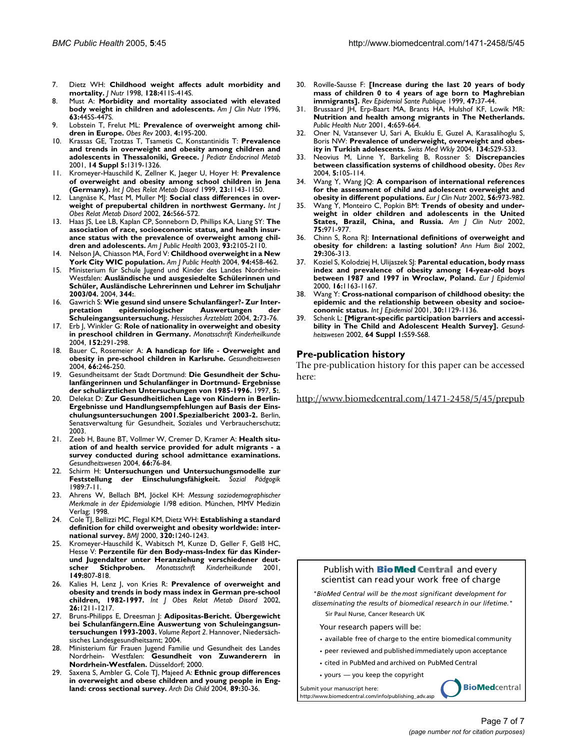7. Dietz WH: **Childhood weight affects adult morbidity and mortality.** *J Nutr* 1998, **128:**411S-414S.
8. Must A: **Morbidity and mortality associated with elevated body weight in children and adolescents.** *Am J Clin Nutr* 1996, **63:**445S-447S.
9. Lobstein T, Frelut ML: **Prevalence of overweight among children in Europe.** *Obes Rev* 2003, **4:**195-200.
10. Krassas GE, Tzotzas T, Tsametis C, Konstantinidis T: **Prevalence and trends in overweight and obesity among children and adolescents in Thessaloniki, Greece.** *J Pediatr Endocrinol Metab* 2001, **14 Suppl 5:**1319-1326.
11. Kromeyer-Hauschild K, Zellner K, Jaeger U, Hoyer H: **Prevalence of overweight and obesity among school children in Jena (Germany).** *Int J Obes Relat Metab Disord* 1999, **23:**1143-1150.
12. Langnäse K, Mast M, Muller MJ: **Social class differences in overweight of prepubertal children in northwest Germany.** *Int J Obes Relat Metab Disord* 2002, **26:**566-572.
13. Haas JS, Lee LB, Kaplan CP, Sonneborn D, Phillips KA, Liang SY: **The association of race, socioeconomic status, and health insurance status with the prevalence of overweight among children and adolescents.** *Am J Public Health* 2003, **93:**2105-2110.
14. Nelson JA, Chiasson MA, Ford V: **Childhood overweight in a New York City WIC population.** *Am J Public Health* 2004, **94:**458-462.
15. Ministerium für Schule Jugend und Kinder des Landes Nordrhein-Westfalen: **Ausländische und ausgesiedelte Schülerinnen und Schüler, Ausländische Lehrerinnen und Lehrer im Schuljahr 2003/04.** 2004, **344:**.
16. Gawrich S: **Wie gesund sind unsere Schulanfänger?- Zur Interpretation epidemiologischer Auswertungen der Schuleingangsuntersuchung.** *Hessisches Ärzteblatt* 2004, **2:**73-76.
17. Erb J, Winkler G: **Role of nationality in overweight and obesity in preschool children in Germany.** *Monatsschrift Kinderheilkunde* 2004, **152:**291-298.
18. Bauer C, Rosemeier A: **A handicap for life - Overweight and obesity in pre-school children in Karlsruhe.** *Gesundheitswesen* 2004, **66:**246-250.
19. Gesundheitsamt der Stadt Dortmund: **Die Gesundheit der Schulanfängerinnen und Schulanfänger in Dortmund- Ergebnisse der schulärztlichen Untersuchungen von 1985-1996.** 1997, **5:**.
20. Delekat D: **Zur Gesundheitlichen Lage von Kindern in Berlin-Ergebnisse und Handlungsempfehlungen auf Basis der Einschulungsuntersuchungen 2001.Spezialbericht 2003-2.** Berlin, Senatsverwaltung für Gesundheit, Soziales und Verbraucherschutz; 2003.
21. Zeeb H, Baune BT, Vollmer W, Cremer D, Kramer A: **Health situation of and health service provided for adult migrants - a survey conducted during school admittance examinations.** *Gesundheitswesen* 2004, **66:**76-84.
22. Schirm H: **Untersuchungen und Untersuchungsmodelle zur Feststellung der Einschulungsfähigkeit.** *Sozial Pädgogik* 1989:7-11.
23. Ahrens W, Bellach BM, Jöckel KH: *Messung soziodemographischer Merkmale in der Epidemiologie* 1/98 edition. München, MMV Medizin Verlag; 1998.
24. Cole TJ, Bellizzi MC, Flegal KM, Dietz WH: **Establishing a standard definition for child overweight and obesity worldwide: international survey.** *BMJ* 2000, **320:**1240-1243.
25. Kromeyer-Hauschild K, Wabitsch M, Kunze D, Geller F, Geiß HC, Hesse V: **Perzentile für den Body-mass-Index für das Kinder- und Jugendalter unter Heranziehung verschiedener deutscher Stichproben.** *Monatsschrift Kinderheilkunde* 2001, **149:**807-818.
26. Kalies H, Lenz J, von Kries R: **Prevalence of overweight and obesity and trends in body mass index in German pre-school children, 1982-1997.** *Int J Obes Relat Metab Disord* 2002, **26:**1211-1217.
27. Bruns-Philipps E, Dreesman J: **Adipositas-Bericht. Übergewicht bei Schulanfängern.Eine Auswertung von Schuleingangsuntersuchungen 1993-2003.** *Volume Report 2*. Hannover, Niedersächsisches Landesgesundheitsamt; 2004.
28. Ministerium für Frauen Jugend Familie und Gesundheit des Landes Nordrhein- Westfalen: **Gesundheit von Zuwanderern in Nordrhein-Westfalen.** Düsseldorf; 2000.
29. Saxena S, Ambler G, Cole TJ, Majeed A: **Ethnic group differences in overweight and obese children and young people in England: cross sectional survey.** *Arch Dis Child* 2004, **89:**30-36.
30. Roville-Sausse F: **[Increase during the last 20 years of body mass of children 0 to 4 years of age born to Maghrebian immigrants].** *Rev Epidemiol Sante Publique* 1999, **47:**37-44.
31. Brussaard JH, Erp-Baart MA, Brants HA, Hulshof KF, Lowik MR: **Nutrition and health among migrants in The Netherlands.** *Public Health Nutr* 2001, **4:**659-664.
32. Oner N, Vatansever U, Sari A, Ekuklu E, Guzel A, Karasalihoglu S, Boris NW: **Prevalence of underweight, overweight and obesity in Turkish adolescents.** *Swiss Med Wkly* 2004, **134:**529-533.
33. Neovius M, Linne Y, Barkeling B, Rossner S: **Discrepancies between classification systems of childhood obesity.** *Obes Rev* 2004, **5:**105-114.
34. Wang Y, Wang JQ: **A comparison of international references for the assessment of child and adolescent overweight and obesity in different populations.** *Eur J Clin Nutr* 2002, **56:**973-982.
35. Wang Y, Monteiro C, Popkin BM: **Trends of obesity and underweight in older children and adolescents in the United States, Brazil, China, and Russia.** *Am J Clin Nutr* 2002, **75:**971-977.
36. Chinn S, Rona RJ: **International definitions of overweight and obesity for children: a lasting solution?** *Ann Hum Biol* 2002, **29:**306-313.
37. Koziel S, Kolodziej H, Ulijaszek SJ: **Parental education, body mass index and prevalence of obesity among 14-year-old boys between 1987 and 1997 in Wroclaw, Poland.** *Eur J Epidemiol* 2000, **16:**1163-1167.
38. Wang Y: **Cross-national comparison of childhood obesity: the epidemic and the relationship between obesity and socioeconomic status.** *Int J Epidemiol* 2001, **30:**1129-1136.
39. Schenk L: **[Migrant-specific participation barriers and accessibility in The Child and Adolescent Health Survey].** *Gesundheitswesen* 2002, **64 Suppl 1:**S59-S68.

## Pre-publication history

The pre-publication history for this paper can be accessed here:

http://www.biomedcentral.com/1471-2458/5/45/prepub

Publish with **BioMed Central** and every scientist can read your work free of charge

*"BioMed Central will be the most significant development for disseminating the results of biomedical research in our lifetime."*

Sir Paul Nurse, Cancer Research UK

Your research papers will be:

- available free of charge to the entire biomedical community
- peer reviewed and published immediately upon acceptance
- cited in PubMed and archived on PubMed Central
- yours — you keep the copyright

Submit your manuscript here:
http://www.biomedcentral.com/info/publishing_adv.asp

BioMedcentral